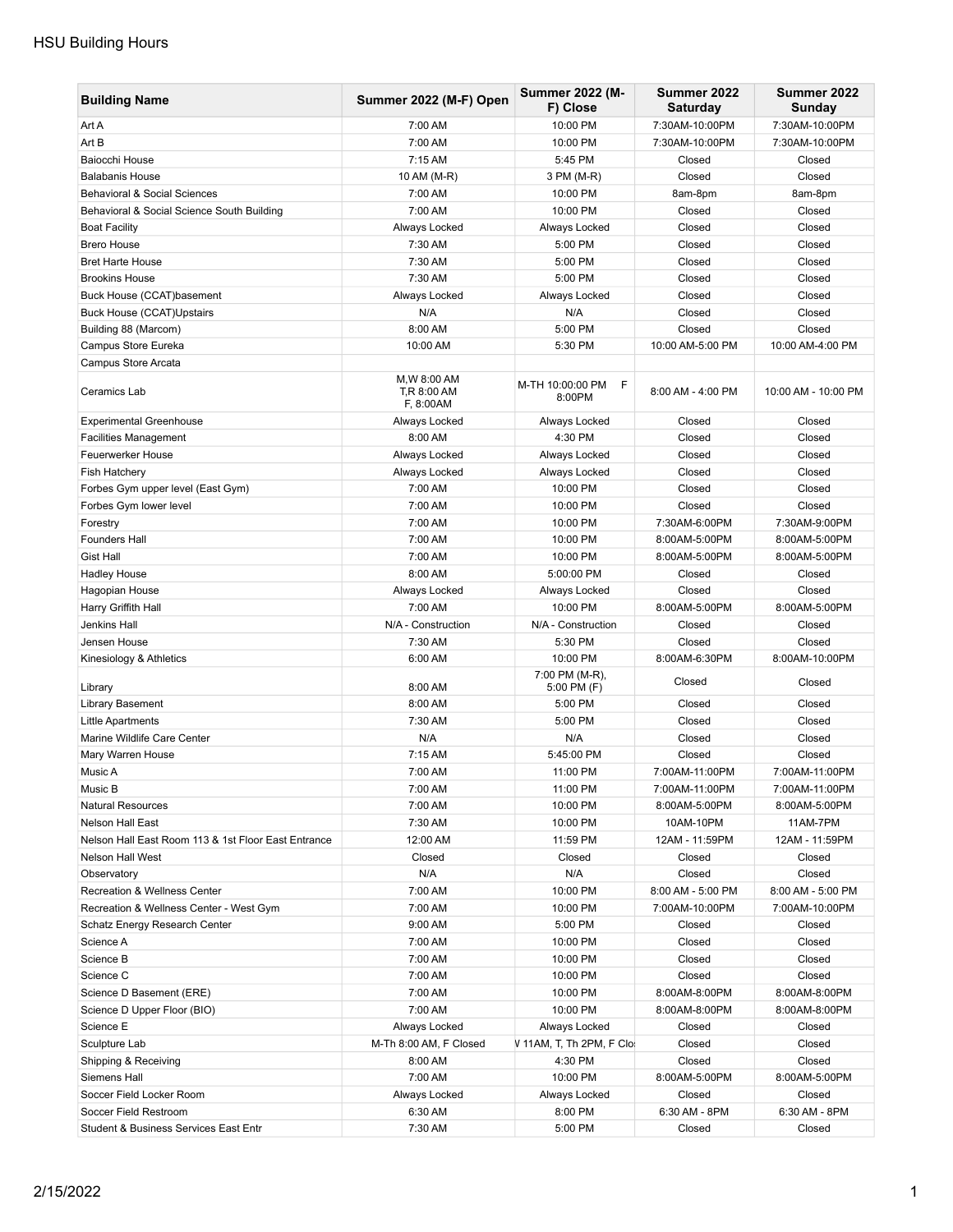# HSU Building Hours

| Building Name | Summer 2022 (M-F) Open | Summer 2022 (M-F) Close | Summer 2022 Saturday | Summer 2022 Sunday |
|---|---|---|---|---|
| Art A | 7:00 AM | 10:00 PM | 7:30AM-10:00PM | 7:30AM-10:00PM |
| Art B | 7:00 AM | 10:00 PM | 7:30AM-10:00PM | 7:30AM-10:00PM |
| Baiocchi House | 7:15 AM | 5:45 PM | Closed | Closed |
| Balabanis House | 10 AM (M-R) | 3 PM (M-R) | Closed | Closed |
| Behavioral & Social Sciences | 7:00 AM | 10:00 PM | 8am-8pm | 8am-8pm |
| Behavioral & Social Science South Building | 7:00 AM | 10:00 PM | Closed | Closed |
| Boat Facility | Always Locked | Always Locked | Closed | Closed |
| Brero House | 7:30 AM | 5:00 PM | Closed | Closed |
| Bret Harte House | 7:30 AM | 5:00 PM | Closed | Closed |
| Brookins House | 7:30 AM | 5:00 PM | Closed | Closed |
| Buck House (CCAT)basement | Always Locked | Always Locked | Closed | Closed |
| Buck House (CCAT)Upstairs | N/A | N/A | Closed | Closed |
| Building 88 (Marcom) | 8:00 AM | 5:00 PM | Closed | Closed |
| Campus Store Eureka | 10:00 AM | 5:30 PM | 10:00 AM-5:00 PM | 10:00 AM-4:00 PM |
| Campus Store Arcata | | | | |
| Ceramics Lab | M,W 8:00 AM T,R 8:00 AM F, 8:00AM | M-TH 10:00:00 PM F 8:00PM | 8:00 AM - 4:00 PM | 10:00 AM - 10:00 PM |
| Experimental Greenhouse | Always Locked | Always Locked | Closed | Closed |
| Facilities Management | 8:00 AM | 4:30 PM | Closed | Closed |
| Feuerwerker House | Always Locked | Always Locked | Closed | Closed |
| Fish Hatchery | Always Locked | Always Locked | Closed | Closed |
| Forbes Gym upper level (East Gym) | 7:00 AM | 10:00 PM | Closed | Closed |
| Forbes Gym lower level | 7:00 AM | 10:00 PM | Closed | Closed |
| Forestry | 7:00 AM | 10:00 PM | 7:30AM-6:00PM | 7:30AM-9:00PM |
| Founders Hall | 7:00 AM | 10:00 PM | 8:00AM-5:00PM | 8:00AM-5:00PM |
| Gist Hall | 7:00 AM | 10:00 PM | 8:00AM-5:00PM | 8:00AM-5:00PM |
| Hadley House | 8:00 AM | 5:00:00 PM | Closed | Closed |
| Hagopian House | Always Locked | Always Locked | Closed | Closed |
| Harry Griffith Hall | 7:00 AM | 10:00 PM | 8:00AM-5:00PM | 8:00AM-5:00PM |
| Jenkins Hall | N/A - Construction | N/A - Construction | Closed | Closed |
| Jensen House | 7:30 AM | 5:30 PM | Closed | Closed |
| Kinesiology & Athletics | 6:00 AM | 10:00 PM | 8:00AM-6:30PM | 8:00AM-10:00PM |
| Library | 8:00 AM | 7:00 PM (M-R), 5:00 PM (F) | Closed | Closed |
| Library Basement | 8:00 AM | 5:00 PM | Closed | Closed |
| Little Apartments | 7:30 AM | 5:00 PM | Closed | Closed |
| Marine Wildlife Care Center | N/A | N/A | Closed | Closed |
| Mary Warren House | 7:15 AM | 5:45:00 PM | Closed | Closed |
| Music A | 7:00 AM | 11:00 PM | 7:00AM-11:00PM | 7:00AM-11:00PM |
| Music B | 7:00 AM | 11:00 PM | 7:00AM-11:00PM | 7:00AM-11:00PM |
| Natural Resources | 7:00 AM | 10:00 PM | 8:00AM-5:00PM | 8:00AM-5:00PM |
| Nelson Hall East | 7:30 AM | 10:00 PM | 10AM-10PM | 11AM-7PM |
| Nelson Hall East Room 113 & 1st Floor East Entrance | 12:00 AM | 11:59 PM | 12AM - 11:59PM | 12AM - 11:59PM |
| Nelson Hall West | Closed | Closed | Closed | Closed |
| Observatory | N/A | N/A | Closed | Closed |
| Recreation & Wellness Center | 7:00 AM | 10:00 PM | 8:00 AM - 5:00 PM | 8:00 AM - 5:00 PM |
| Recreation & Wellness Center - West Gym | 7:00 AM | 10:00 PM | 7:00AM-10:00PM | 7:00AM-10:00PM |
| Schatz Energy Research Center | 9:00 AM | 5:00 PM | Closed | Closed |
| Science A | 7:00 AM | 10:00 PM | Closed | Closed |
| Science B | 7:00 AM | 10:00 PM | Closed | Closed |
| Science C | 7:00 AM | 10:00 PM | Closed | Closed |
| Science D Basement (ERE) | 7:00 AM | 10:00 PM | 8:00AM-8:00PM | 8:00AM-8:00PM |
| Science D Upper Floor (BIO) | 7:00 AM | 10:00 PM | 8:00AM-8:00PM | 8:00AM-8:00PM |
| Science E | Always Locked | Always Locked | Closed | Closed |
| Sculpture Lab | M-Th 8:00 AM, F Closed | V 11AM, T, Th 2PM, F Clo: | Closed | Closed |
| Shipping & Receiving | 8:00 AM | 4:30 PM | Closed | Closed |
| Siemens Hall | 7:00 AM | 10:00 PM | 8:00AM-5:00PM | 8:00AM-5:00PM |
| Soccer Field Locker Room | Always Locked | Always Locked | Closed | Closed |
| Soccer Field Restroom | 6:30 AM | 8:00 PM | 6:30 AM - 8PM | 6:30 AM - 8PM |
| Student & Business Services East Entr | 7:30 AM | 5:00 PM | Closed | Closed |

2/15/2022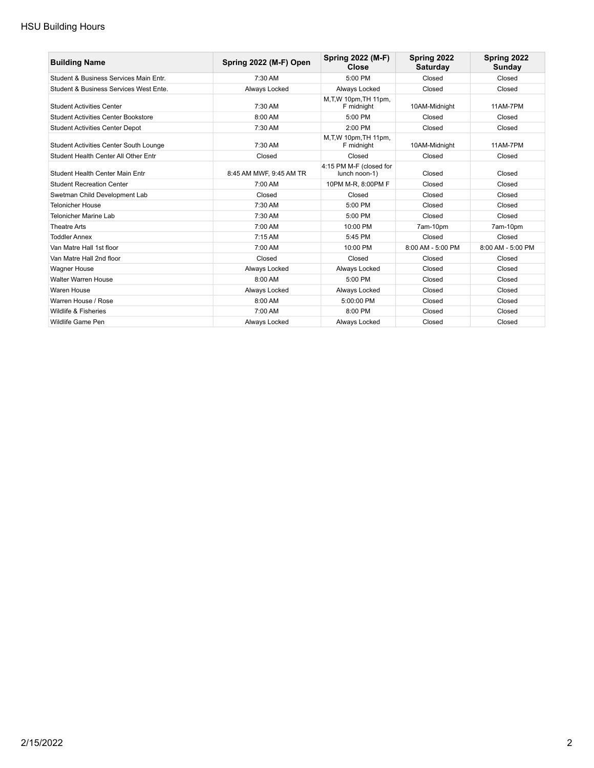| Building Name | Spring 2022 (M-F) Open | Spring 2022 (M-F) Close | Spring 2022 Saturday | Spring 2022 Sunday |
|---|---|---|---|---|
| Student & Business Services Main Entr. | 7:30 AM | 5:00 PM | Closed | Closed |
| Student & Business Services West Ente. | Always Locked | Always Locked | Closed | Closed |
| Student Activities Center | 7:30 AM | M,T,W 10pm,TH 11pm, F midnight | 10AM-Midnight | 11AM-7PM |
| Student Activities Center Bookstore | 8:00 AM | 5:00 PM | Closed | Closed |
| Student Activities Center Depot | 7:30 AM | 2:00 PM | Closed | Closed |
| Student Activities Center South Lounge | 7:30 AM | M,T,W 10pm,TH 11pm, F midnight | 10AM-Midnight | 11AM-7PM |
| Student Health Center All Other Entr | Closed | Closed | Closed | Closed |
| Student Health Center Main Entr | 8:45 AM MWF, 9:45 AM TR | 4:15 PM M-F (closed for lunch noon-1) | Closed | Closed |
| Student Recreation Center | 7:00 AM | 10PM M-R, 8:00PM F | Closed | Closed |
| Swetman Child Development Lab | Closed | Closed | Closed | Closed |
| Telonicher House | 7:30 AM | 5:00 PM | Closed | Closed |
| Telonicher Marine Lab | 7:30 AM | 5:00 PM | Closed | Closed |
| Theatre Arts | 7:00 AM | 10:00 PM | 7am-10pm | 7am-10pm |
| Toddler Annex | 7:15 AM | 5:45 PM | Closed | Closed |
| Van Matre Hall 1st floor | 7:00 AM | 10:00 PM | 8:00 AM - 5:00 PM | 8:00 AM - 5:00 PM |
| Van Matre Hall 2nd floor | Closed | Closed | Closed | Closed |
| Wagner House | Always Locked | Always Locked | Closed | Closed |
| Walter Warren House | 8:00 AM | 5:00 PM | Closed | Closed |
| Waren House | Always Locked | Always Locked | Closed | Closed |
| Warren House / Rose | 8:00 AM | 5:00:00 PM | Closed | Closed |
| Wildlife & Fisheries | 7:00 AM | 8:00 PM | Closed | Closed |
| Wildlife Game Pen | Always Locked | Always Locked | Closed | Closed |